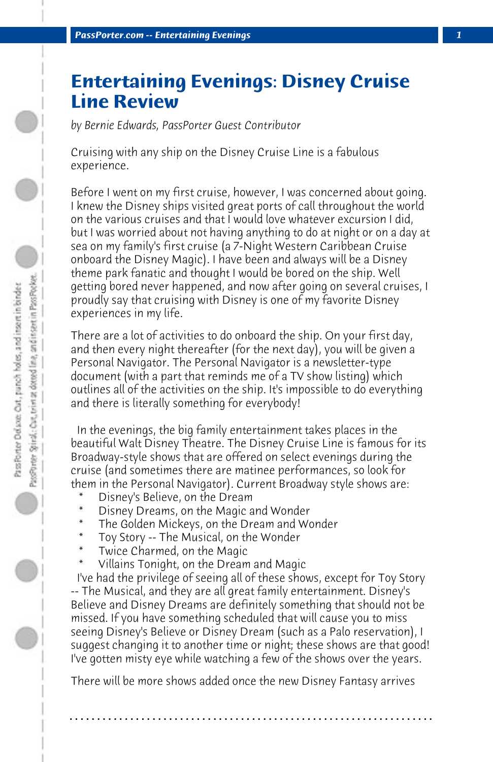# Entertaining Evenings: Disney Cruise Line Review

*by Bernie Edwards, PassPorter Guest Contributor*

Cruising with any ship on the Disney Cruise Line is a fabulous experience.

Before I went on my first cruise, however, I was concerned about going. I knew the Disney ships visited great ports of call throughout the world on the various cruises and that I would love whatever excursion I did, but I was worried about not having anything to do at night or on a day at sea on my family's first cruise (a 7-Night Western Caribbean Cruise onboard the Disney Magic). I have been and always will be a Disney theme park fanatic and thought I would be bored on the ship. Well getting bored never happened, and now after going on several cruises, I proudly say that cruising with Disney is one of my favorite Disney experiences in my life.

There are a lot of activities to do onboard the ship. On your first day, and then every night thereafter (for the next day), you will be given a Personal Navigator. The Personal Navigator is a newsletter-type document (with a part that reminds me of a TV show listing) which outlines all of the activities on the ship. It's impossible to do everything and there is literally something for everybody!

In the evenings, the big family entertainment takes places in the beautiful Walt Disney Theatre. The Disney Cruise Line is famous for its Broadway-style shows that are offered on select evenings during the cruise (and sometimes there are matinee performances, so look for them in the Personal Navigator). Current Broadway style shows are:

* Disney's Believe, on the Dream
* Disney Dreams, on the Magic and Wonder
* The Golden Mickeys, on the Dream and Wonder
* Toy Story -- The Musical, on the Wonder
* Twice Charmed, on the Magic
* Villains Tonight, on the Dream and Magic

I've had the privilege of seeing all of these shows, except for Toy Story -- The Musical, and they are all great family entertainment. Disney's Believe and Disney Dreams are definitely something that should not be missed. If you have something scheduled that will cause you to miss seeing Disney's Believe or Disney Dream (such as a Palo reservation), I suggest changing it to another time or night; these shows are that good! I've gotten misty eye while watching a few of the shows over the years.

There will be more shows added once the new Disney Fantasy arrives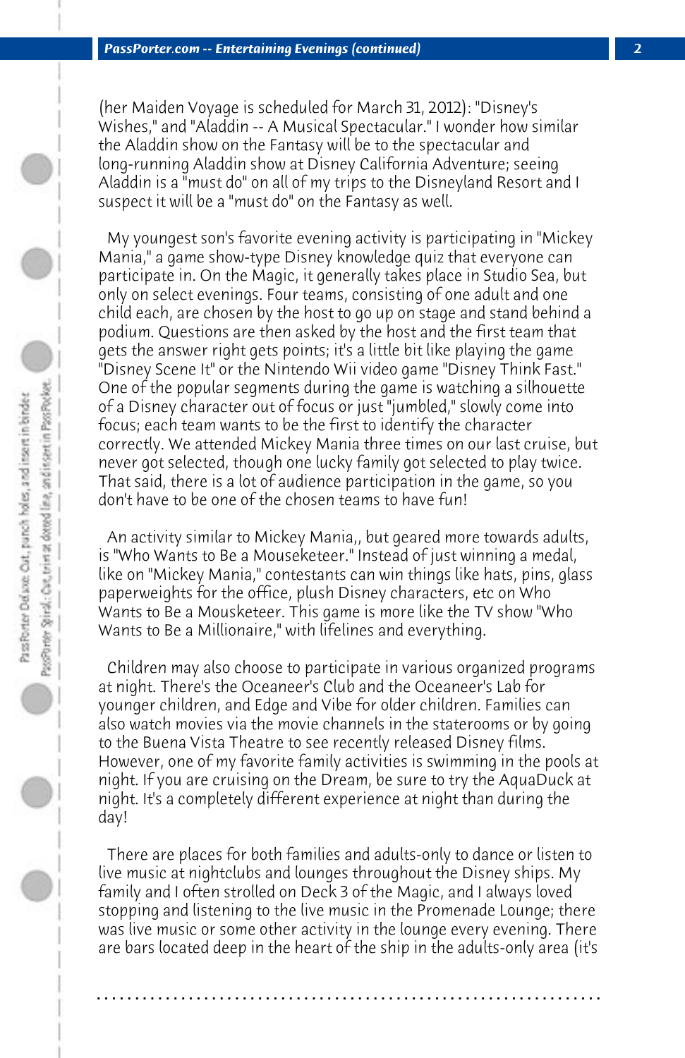(her Maiden Voyage is scheduled for March 31, 2012): "Disney's Wishes," and "Aladdin -- A Musical Spectacular." I wonder how similar the Aladdin show on the Fantasy will be to the spectacular and long-running Aladdin show at Disney California Adventure; seeing Aladdin is a "must do" on all of my trips to the Disneyland Resort and I suspect it will be a "must do" on the Fantasy as well.

My youngest son's favorite evening activity is participating in "Mickey Mania," a game show-type Disney knowledge quiz that everyone can participate in. On the Magic, it generally takes place in Studio Sea, but only on select evenings. Four teams, consisting of one adult and one child each, are chosen by the host to go up on stage and stand behind a podium. Questions are then asked by the host and the first team that gets the answer right gets points; it's a little bit like playing the game "Disney Scene It" or the Nintendo Wii video game "Disney Think Fast." One of the popular segments during the game is watching a silhouette of a Disney character out of focus or just "jumbled," slowly come into focus; each team wants to be the first to identify the character correctly. We attended Mickey Mania three times on our last cruise, but never got selected, though one lucky family got selected to play twice. That said, there is a lot of audience participation in the game, so you don't have to be one of the chosen teams to have fun!

An activity similar to Mickey Mania,, but geared more towards adults, is "Who Wants to Be a Mouseketeer." Instead of just winning a medal, like on "Mickey Mania," contestants can win things like hats, pins, glass paperweights for the office, plush Disney characters, etc on Who Wants to Be a Mousketeer. This game is more like the TV show "Who Wants to Be a Millionaire," with lifelines and everything.

Children may also choose to participate in various organized programs at night. There's the Oceaneer's Club and the Oceaneer's Lab for younger children, and Edge and Vibe for older children. Families can also watch movies via the movie channels in the staterooms or by going to the Buena Vista Theatre to see recently released Disney films. However, one of my favorite family activities is swimming in the pools at night. If you are cruising on the Dream, be sure to try the AquaDuck at night. It's a completely different experience at night than during the day!

There are places for both families and adults-only to dance or listen to live music at nightclubs and lounges throughout the Disney ships. My family and I often strolled on Deck 3 of the Magic, and I always loved stopping and listening to the live music in the Promenade Lounge; there was live music or some other activity in the lounge every evening. There are bars located deep in the heart of the ship in the adults-only area (it's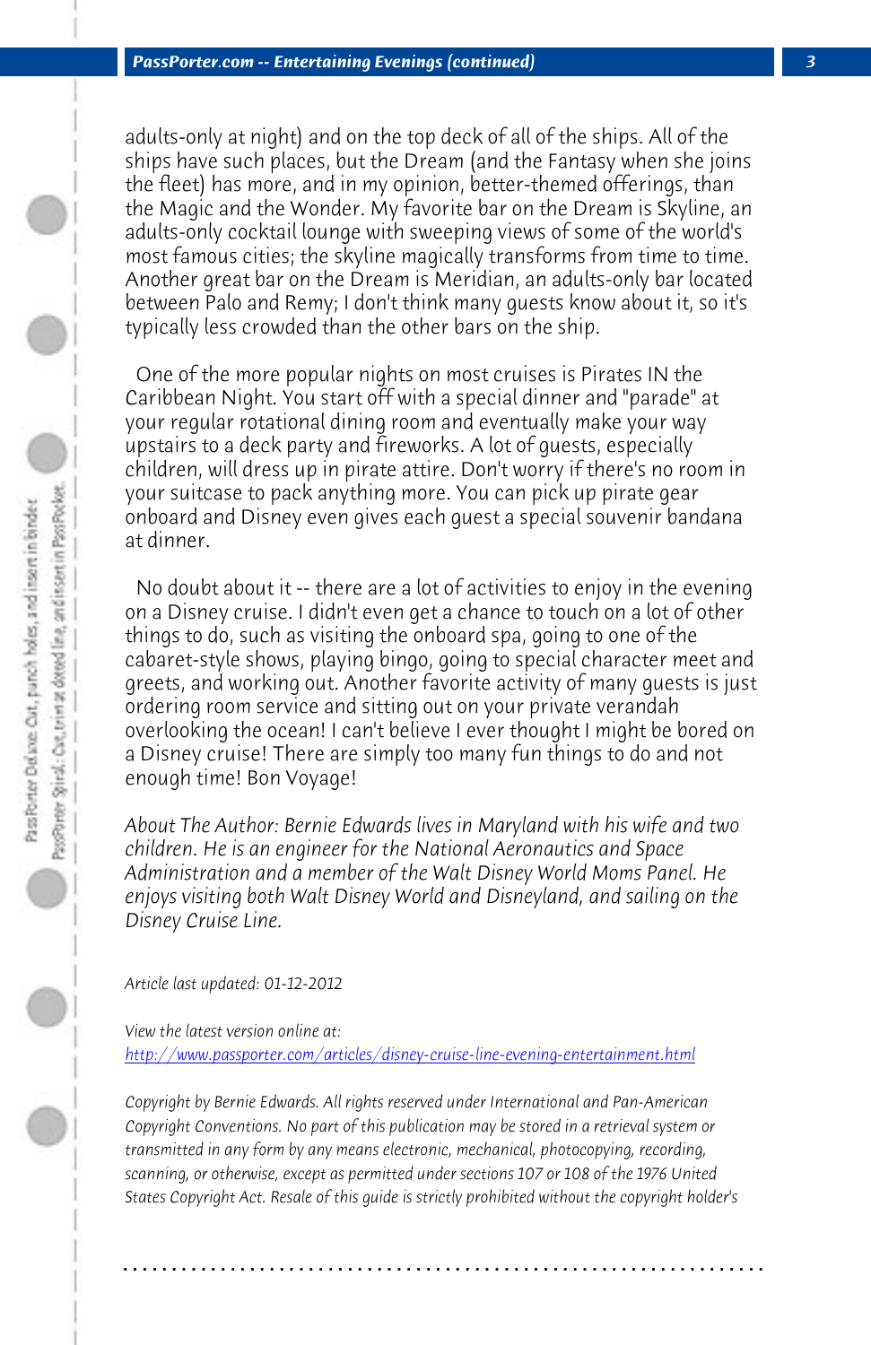adults-only at night) and on the top deck of all of the ships. All of the ships have such places, but the Dream (and the Fantasy when she joins the fleet) has more, and in my opinion, better-themed offerings, than the Magic and the Wonder. My favorite bar on the Dream is Skyline, an adults-only cocktail lounge with sweeping views of some of the world's most famous cities; the skyline magically transforms from time to time. Another great bar on the Dream is Meridian, an adults-only bar located between Palo and Remy; I don't think many guests know about it, so it's typically less crowded than the other bars on the ship.

One of the more popular nights on most cruises is Pirates IN the Caribbean Night. You start off with a special dinner and "parade" at your regular rotational dining room and eventually make your way upstairs to a deck party and fireworks. A lot of guests, especially children, will dress up in pirate attire. Don't worry if there's no room in your suitcase to pack anything more. You can pick up pirate gear onboard and Disney even gives each guest a special souvenir bandana at dinner.

No doubt about it -- there are a lot of activities to enjoy in the evening on a Disney cruise. I didn't even get a chance to touch on a lot of other things to do, such as visiting the onboard spa, going to one of the cabaret-style shows, playing bingo, going to special character meet and greets, and working out. Another favorite activity of many guests is just ordering room service and sitting out on your private verandah overlooking the ocean! I can't believe I ever thought I might be bored on a Disney cruise! There are simply too many fun things to do and not enough time! Bon Voyage!

*About The Author: Bernie Edwards lives in Maryland with his wife and two children. He is an engineer for the National Aeronautics and Space Administration and a member of the Walt Disney World Moms Panel. He enjoys visiting both Walt Disney World and Disneyland, and sailing on the Disney Cruise Line.*

*Article last updated: 01-12-2012*

*View the latest version online at:*
[http://www.passporter.com/articles/disney-cruise-line-evening-entertainment.html](http://www.passporter.com/articles/disney-cruise-line-evening-entertainment.html)

*Copyright by Bernie Edwards. All rights reserved under International and Pan-American Copyright Conventions. No part of this publication may be stored in a retrieval system or transmitted in any form by any means electronic, mechanical, photocopying, recording, scanning, or otherwise, except as permitted under sections 107 or 108 of the 1976 United States Copyright Act. Resale of this guide is strictly prohibited without the copyright holder's*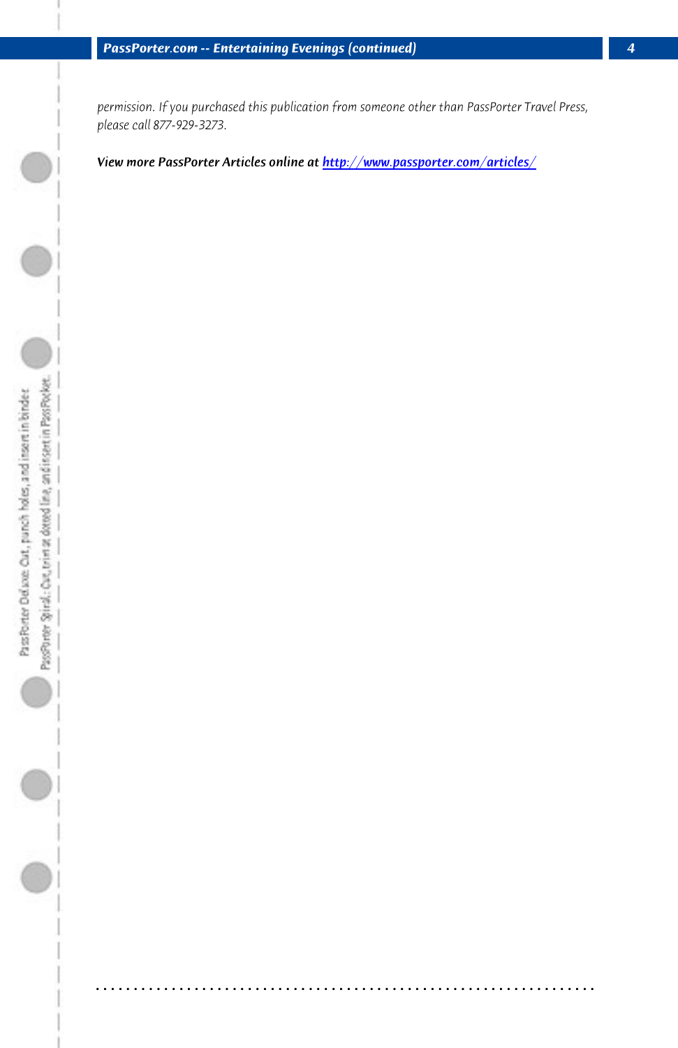*permission. If you purchased this publication from someone other than PassPorter Travel Press, please call 877-929-3273.*

**View more PassPorter Articles online at [http://www.passporter.com/articles/](http://www.passporter.com/articles/)**